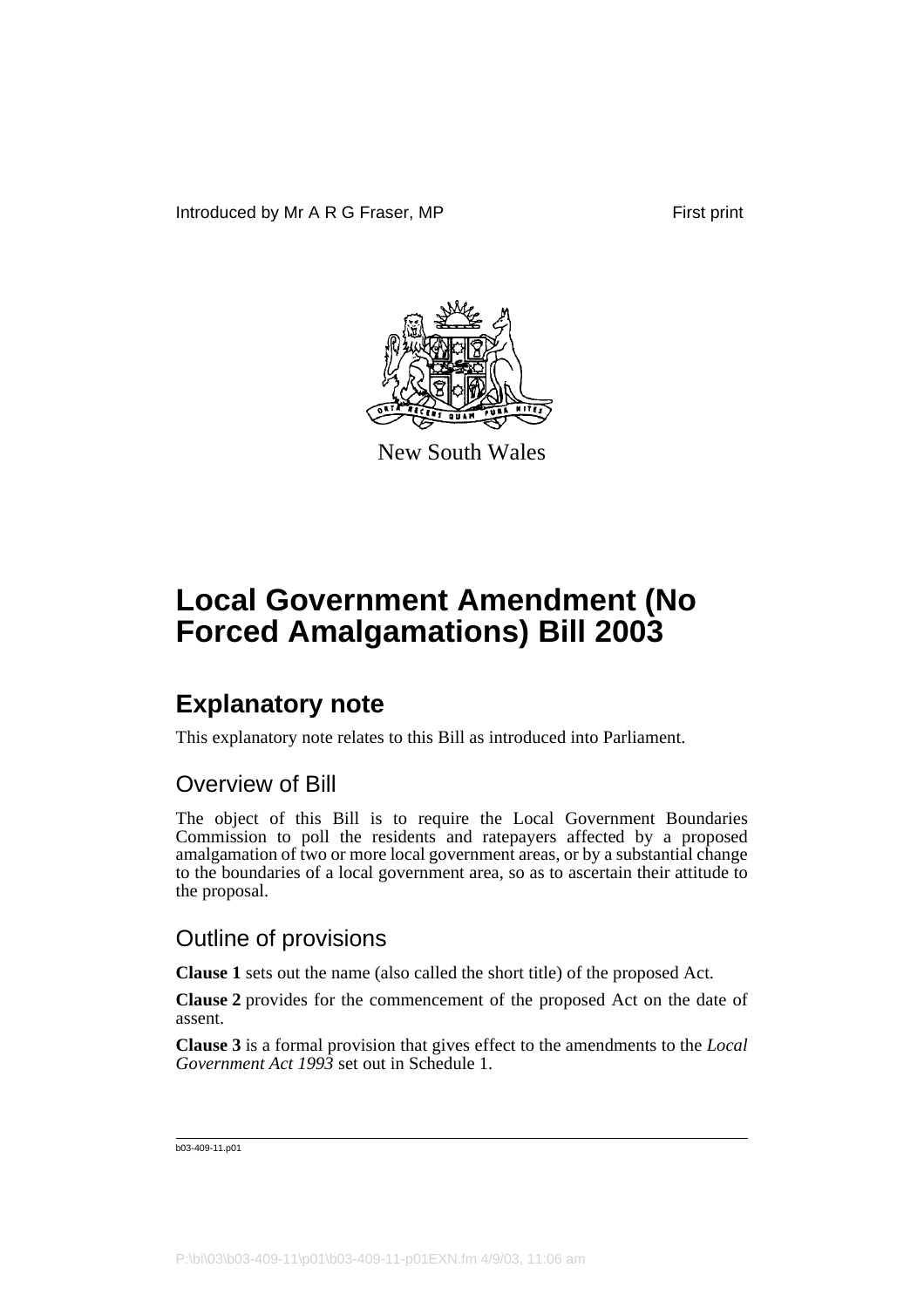Introduced by Mr A R G Fraser, MP

First print

New South Wales

# Local Government Amendment (No Forced Amalgamations) Bill 2003

## Explanatory note

This explanatory note relates to this Bill as introduced into Parliament.

### Overview of Bill

The object of this Bill is to require the Local Government Boundaries Commission to poll the residents and ratepayers affected by a proposed amalgamation of two or more local government areas, or by a substantial change to the boundaries of a local government area, so as to ascertain their attitude to the proposal.

### Outline of provisions

**Clause 1** sets out the name (also called the short title) of the proposed Act.

**Clause 2** provides for the commencement of the proposed Act on the date of assent.

**Clause 3** is a formal provision that gives effect to the amendments to the *Local Government Act 1993* set out in Schedule 1.

b03-409-11.p01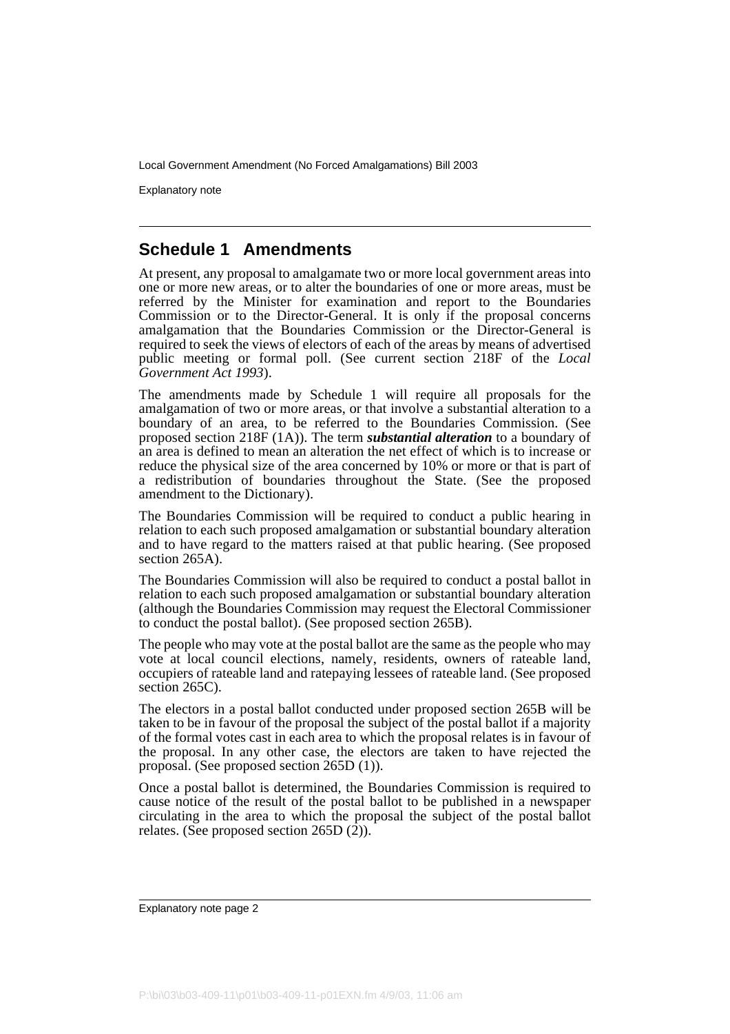## Schedule 1 Amendments

At present, any proposal to amalgamate two or more local government areas into one or more new areas, or to alter the boundaries of one or more areas, must be referred by the Minister for examination and report to the Boundaries Commission or to the Director-General. It is only if the proposal concerns amalgamation that the Boundaries Commission or the Director-General is required to seek the views of electors of each of the areas by means of advertised public meeting or formal poll. (See current section 218F of the *Local Government Act 1993*).

The amendments made by Schedule 1 will require all proposals for the amalgamation of two or more areas, or that involve a substantial alteration to a boundary of an area, to be referred to the Boundaries Commission. (See proposed section 218F (1A)). The term ***substantial alteration*** to a boundary of an area is defined to mean an alteration the net effect of which is to increase or reduce the physical size of the area concerned by 10% or more or that is part of a redistribution of boundaries throughout the State. (See the proposed amendment to the Dictionary).

The Boundaries Commission will be required to conduct a public hearing in relation to each such proposed amalgamation or substantial boundary alteration and to have regard to the matters raised at that public hearing. (See proposed section 265A).

The Boundaries Commission will also be required to conduct a postal ballot in relation to each such proposed amalgamation or substantial boundary alteration (although the Boundaries Commission may request the Electoral Commissioner to conduct the postal ballot). (See proposed section 265B).

The people who may vote at the postal ballot are the same as the people who may vote at local council elections, namely, residents, owners of rateable land, occupiers of rateable land and ratepaying lessees of rateable land. (See proposed section 265C).

The electors in a postal ballot conducted under proposed section 265B will be taken to be in favour of the proposal the subject of the postal ballot if a majority of the formal votes cast in each area to which the proposal relates is in favour of the proposal. In any other case, the electors are taken to have rejected the proposal. (See proposed section 265D (1)).

Once a postal ballot is determined, the Boundaries Commission is required to cause notice of the result of the postal ballot to be published in a newspaper circulating in the area to which the proposal the subject of the postal ballot relates. (See proposed section 265D (2)).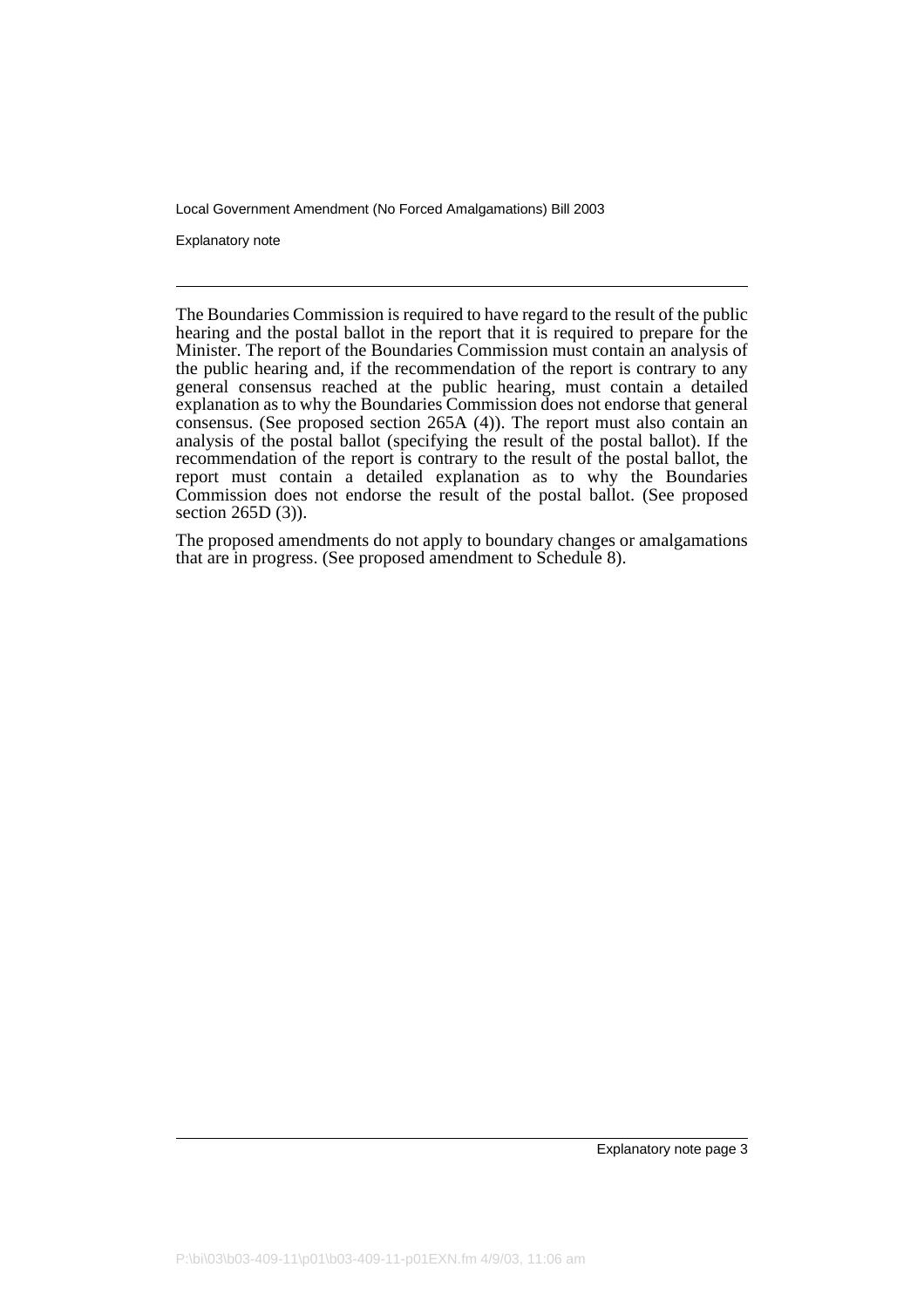The Boundaries Commission is required to have regard to the result of the public hearing and the postal ballot in the report that it is required to prepare for the Minister. The report of the Boundaries Commission must contain an analysis of the public hearing and, if the recommendation of the report is contrary to any general consensus reached at the public hearing, must contain a detailed explanation as to why the Boundaries Commission does not endorse that general consensus. (See proposed section 265A (4)). The report must also contain an analysis of the postal ballot (specifying the result of the postal ballot). If the recommendation of the report is contrary to the result of the postal ballot, the report must contain a detailed explanation as to why the Boundaries Commission does not endorse the result of the postal ballot. (See proposed section 265D (3)).

The proposed amendments do not apply to boundary changes or amalgamations that are in progress. (See proposed amendment to Schedule 8).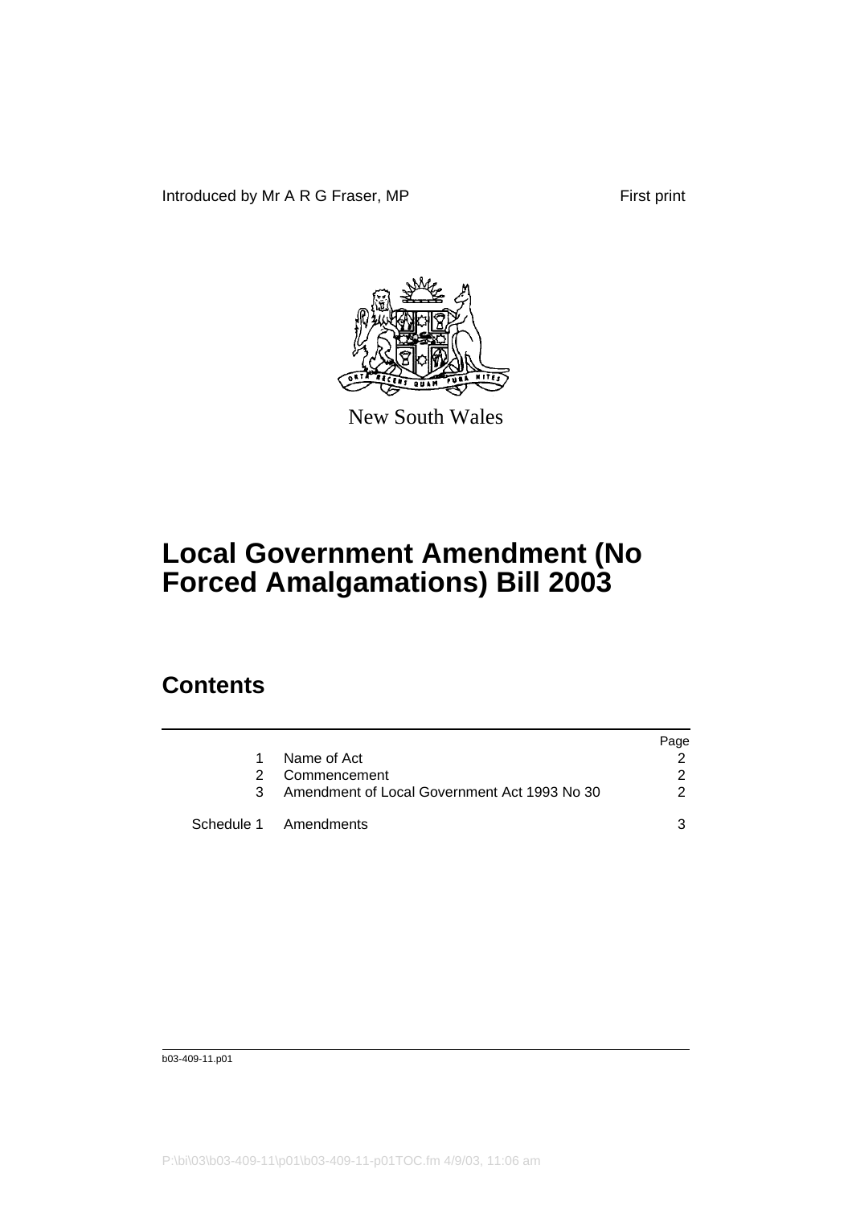Introduced by Mr A R G Fraser, MP First print

New South Wales

# Local Government Amendment (No Forced Amalgamations) Bill 2003

## Contents

| | | Page |
|---|---|---|
| 1 | Name of Act | 2 |
| 2 | Commencement | 2 |
| 3 | Amendment of Local Government Act 1993 No 30 | 2 |
| Schedule 1 | Amendments | 3 |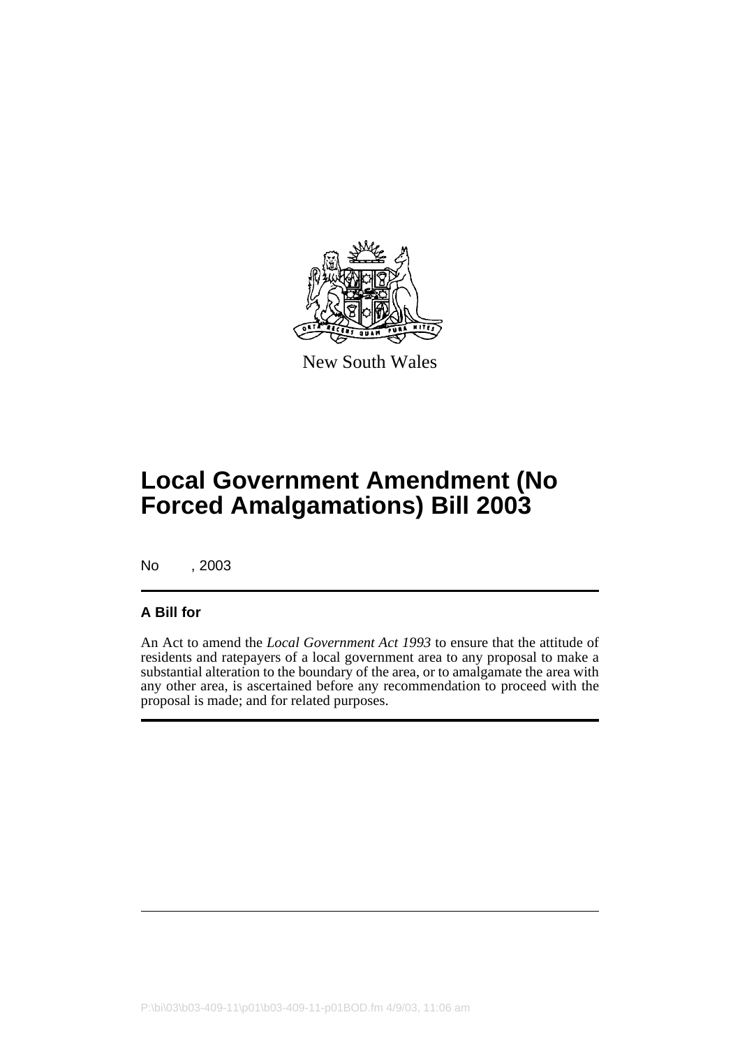New South Wales

# Local Government Amendment (No Forced Amalgamations) Bill 2003

No , 2003

### A Bill for

An Act to amend the *Local Government Act 1993* to ensure that the attitude of residents and ratepayers of a local government area to any proposal to make a substantial alteration to the boundary of the area, or to amalgamate the area with any other area, is ascertained before any recommendation to proceed with the proposal is made; and for related purposes.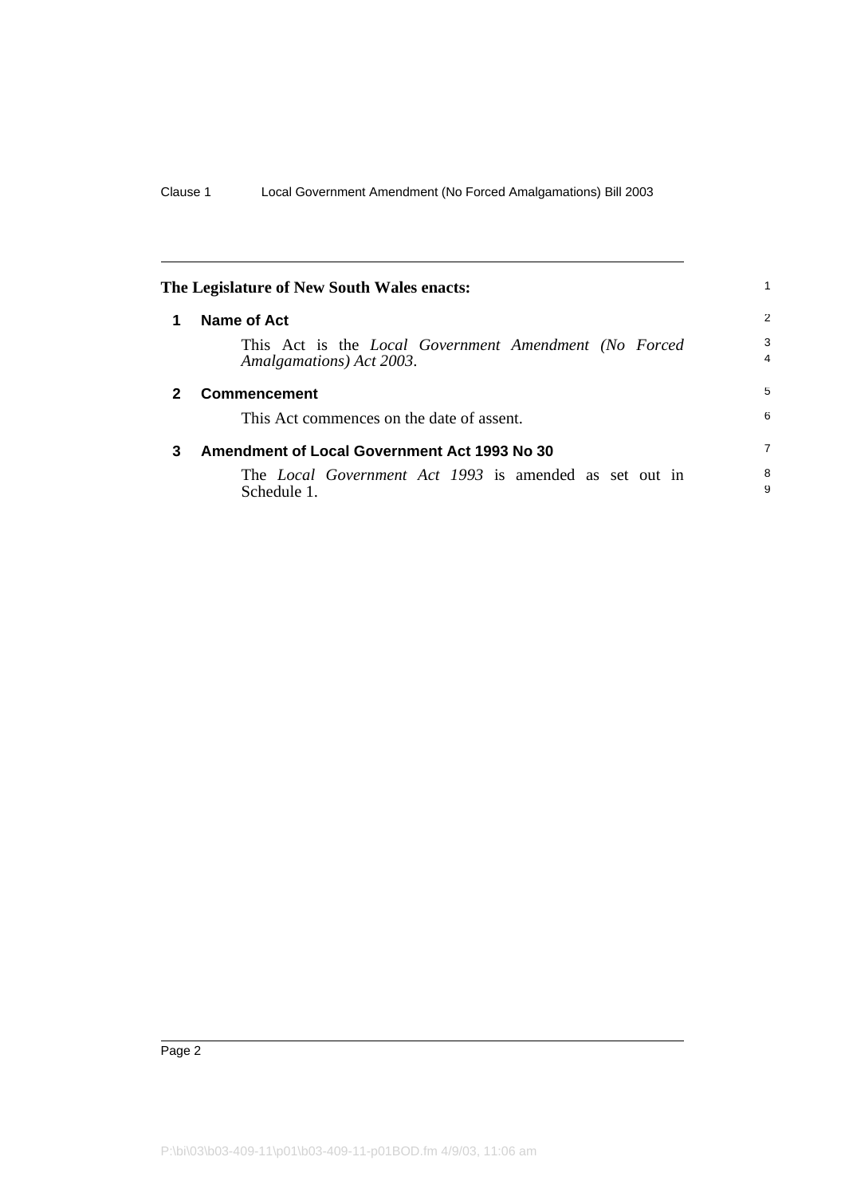**The Legislature of New South Wales enacts:**

## 1 Name of Act

This Act is the *Local Government Amendment (No Forced Amalgamations) Act 2003*.

## 2 Commencement

This Act commences on the date of assent.

## 3 Amendment of Local Government Act 1993 No 30

The *Local Government Act 1993* is amended as set out in Schedule 1.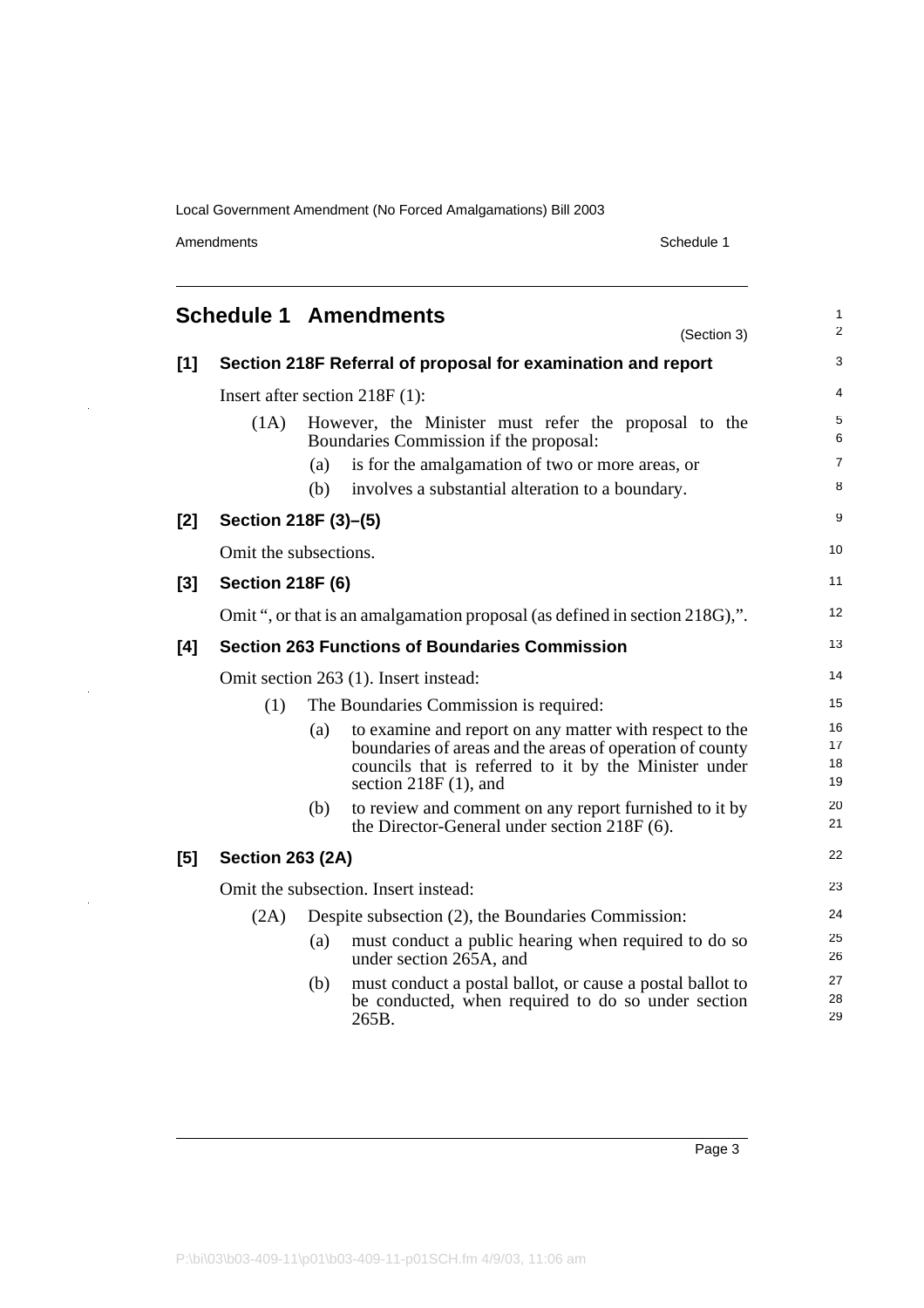# Schedule 1 Amendments

(Section 3)

## [1] Section 218F Referral of proposal for examination and report

Insert after section 218F (1):

(1A) However, the Minister must refer the proposal to the Boundaries Commission if the proposal:

(a) is for the amalgamation of two or more areas, or

(b) involves a substantial alteration to a boundary.

## [2] Section 218F (3)–(5)

Omit the subsections.

## [3] Section 218F (6)

Omit ", or that is an amalgamation proposal (as defined in section 218G),".

## [4] Section 263 Functions of Boundaries Commission

Omit section 263 (1). Insert instead:

(1) The Boundaries Commission is required:

(a) to examine and report on any matter with respect to the boundaries of areas and the areas of operation of county councils that is referred to it by the Minister under section 218F (1), and

(b) to review and comment on any report furnished to it by the Director-General under section 218F (6).

## [5] Section 263 (2A)

Omit the subsection. Insert instead:

(2A) Despite subsection (2), the Boundaries Commission:

(a) must conduct a public hearing when required to do so under section 265A, and

(b) must conduct a postal ballot, or cause a postal ballot to be conducted, when required to do so under section 265B.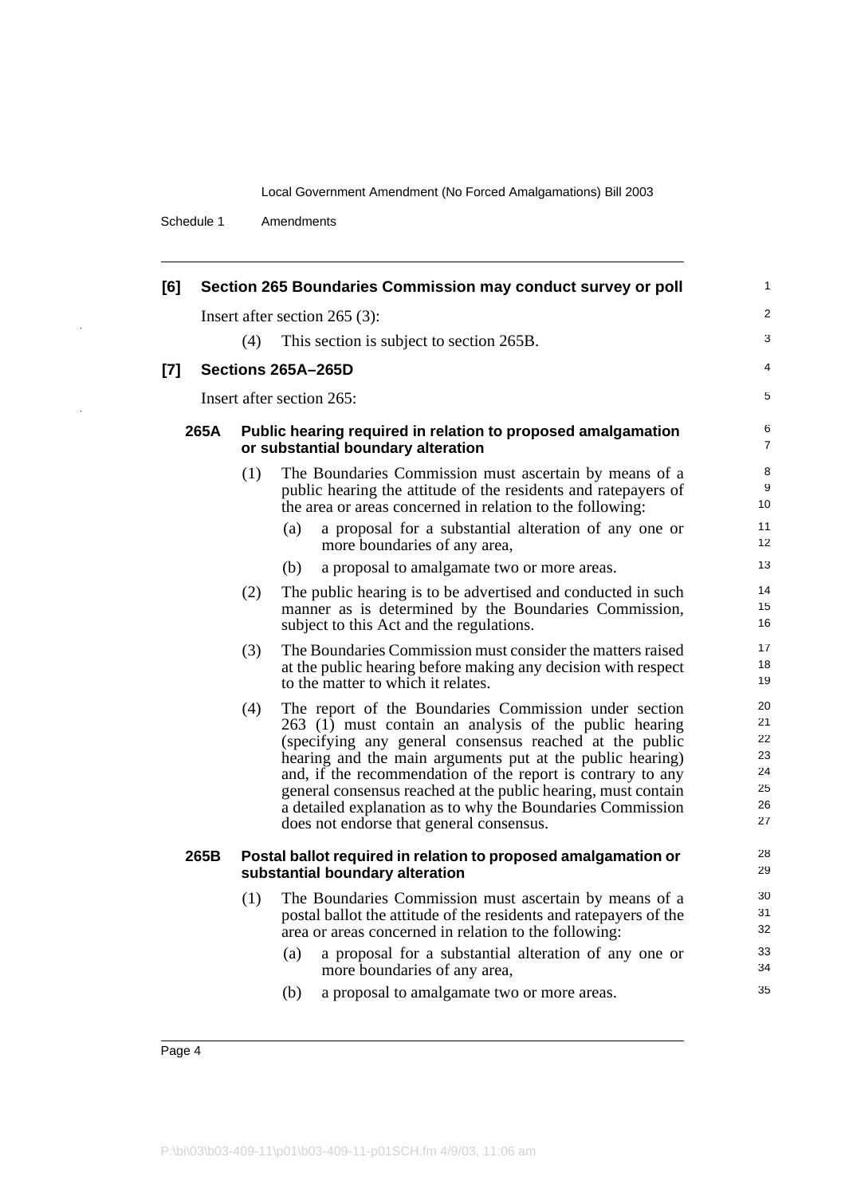**[6] Section 265 Boundaries Commission may conduct survey or poll**

Insert after section 265 (3):

(4) This section is subject to section 265B.

**[7] Sections 265A–265D**

Insert after section 265:

**265A Public hearing required in relation to proposed amalgamation or substantial boundary alteration**

(1) The Boundaries Commission must ascertain by means of a public hearing the attitude of the residents and ratepayers of the area or areas concerned in relation to the following:

(a) a proposal for a substantial alteration of any one or more boundaries of any area,

(b) a proposal to amalgamate two or more areas.

(2) The public hearing is to be advertised and conducted in such manner as is determined by the Boundaries Commission, subject to this Act and the regulations.

(3) The Boundaries Commission must consider the matters raised at the public hearing before making any decision with respect to the matter to which it relates.

(4) The report of the Boundaries Commission under section 263 (1) must contain an analysis of the public hearing (specifying any general consensus reached at the public hearing and the main arguments put at the public hearing) and, if the recommendation of the report is contrary to any general consensus reached at the public hearing, must contain a detailed explanation as to why the Boundaries Commission does not endorse that general consensus.

**265B Postal ballot required in relation to proposed amalgamation or substantial boundary alteration**

(1) The Boundaries Commission must ascertain by means of a postal ballot the attitude of the residents and ratepayers of the area or areas concerned in relation to the following:

(a) a proposal for a substantial alteration of any one or more boundaries of any area,

(b) a proposal to amalgamate two or more areas.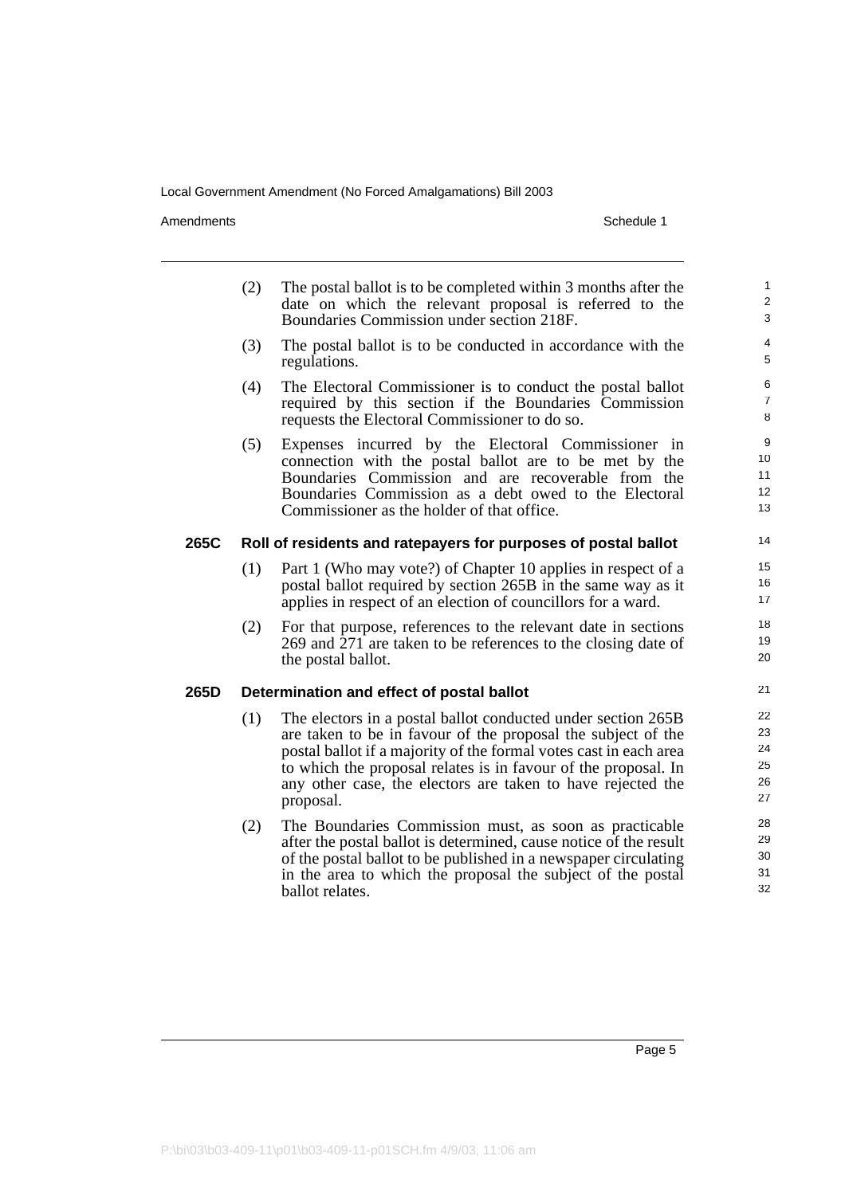(2) The postal ballot is to be completed within 3 months after the date on which the relevant proposal is referred to the Boundaries Commission under section 218F.

(3) The postal ballot is to be conducted in accordance with the regulations.

(4) The Electoral Commissioner is to conduct the postal ballot required by this section if the Boundaries Commission requests the Electoral Commissioner to do so.

(5) Expenses incurred by the Electoral Commissioner in connection with the postal ballot are to be met by the Boundaries Commission and are recoverable from the Boundaries Commission as a debt owed to the Electoral Commissioner as the holder of that office.

### 265C Roll of residents and ratepayers for purposes of postal ballot

(1) Part 1 (Who may vote?) of Chapter 10 applies in respect of a postal ballot required by section 265B in the same way as it applies in respect of an election of councillors for a ward.

(2) For that purpose, references to the relevant date in sections 269 and 271 are taken to be references to the closing date of the postal ballot.

### 265D Determination and effect of postal ballot

(1) The electors in a postal ballot conducted under section 265B are taken to be in favour of the proposal the subject of the postal ballot if a majority of the formal votes cast in each area to which the proposal relates is in favour of the proposal. In any other case, the electors are taken to have rejected the proposal.

(2) The Boundaries Commission must, as soon as practicable after the postal ballot is determined, cause notice of the result of the postal ballot to be published in a newspaper circulating in the area to which the proposal the subject of the postal ballot relates.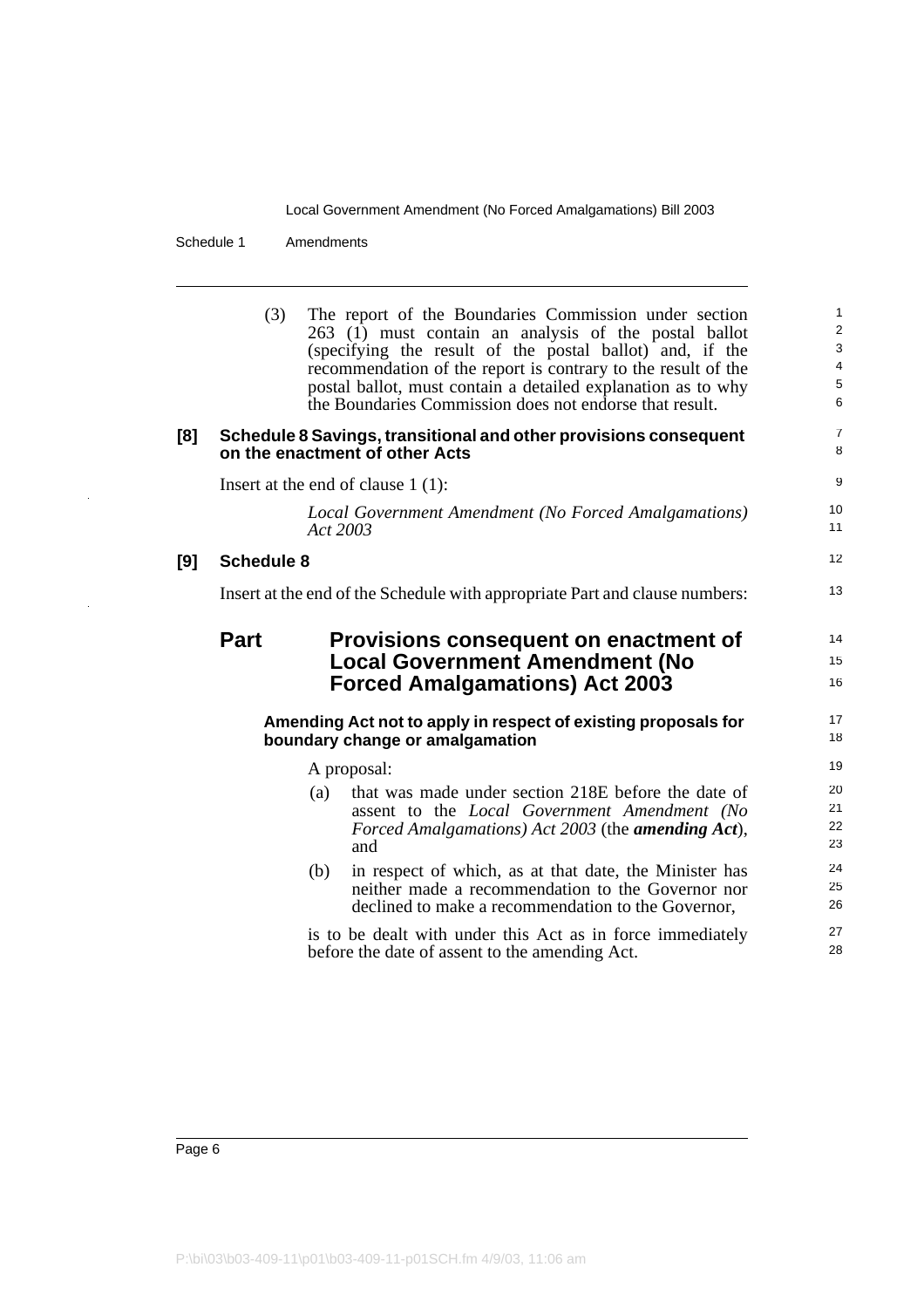(3) The report of the Boundaries Commission under section 263 (1) must contain an analysis of the postal ballot (specifying the result of the postal ballot) and, if the recommendation of the report is contrary to the result of the postal ballot, must contain a detailed explanation as to why the Boundaries Commission does not endorse that result.

**[8] Schedule 8 Savings, transitional and other provisions consequent on the enactment of other Acts**

Insert at the end of clause 1 (1):

*Local Government Amendment (No Forced Amalgamations) Act 2003*

**[9] Schedule 8**

Insert at the end of the Schedule with appropriate Part and clause numbers:

## Part Provisions consequent on enactment of Local Government Amendment (No Forced Amalgamations) Act 2003

**Amending Act not to apply in respect of existing proposals for boundary change or amalgamation**

A proposal:

(a) that was made under section 218E before the date of assent to the *Local Government Amendment (No Forced Amalgamations) Act 2003* (the ***amending Act***), and

(b) in respect of which, as at that date, the Minister has neither made a recommendation to the Governor nor declined to make a recommendation to the Governor,

is to be dealt with under this Act as in force immediately before the date of assent to the amending Act.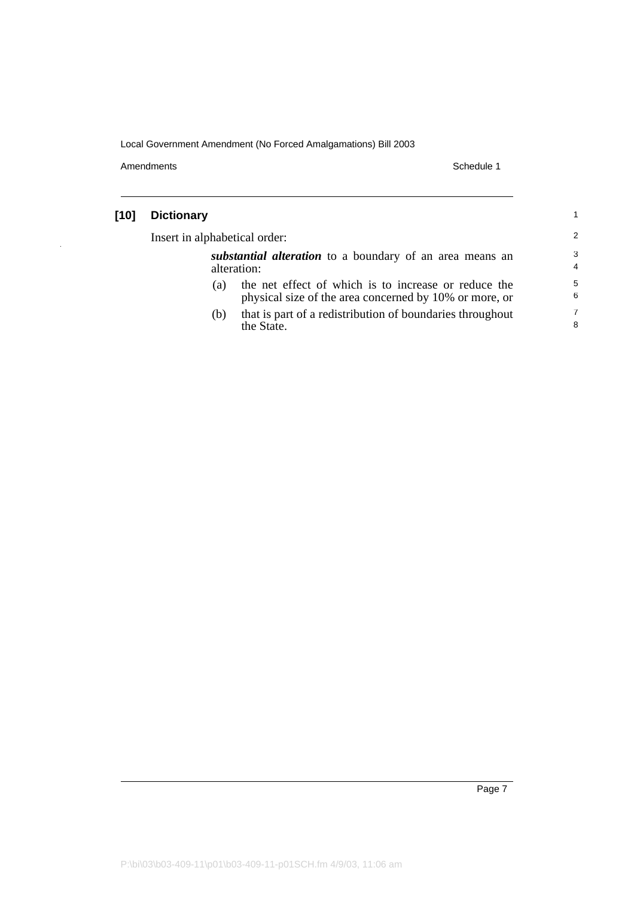## [10] Dictionary

Insert in alphabetical order:

> ***substantial alteration*** to a boundary of an area means an alteration:
>
> (a) the net effect of which is to increase or reduce the physical size of the area concerned by 10% or more, or
>
> (b) that is part of a redistribution of boundaries throughout the State.